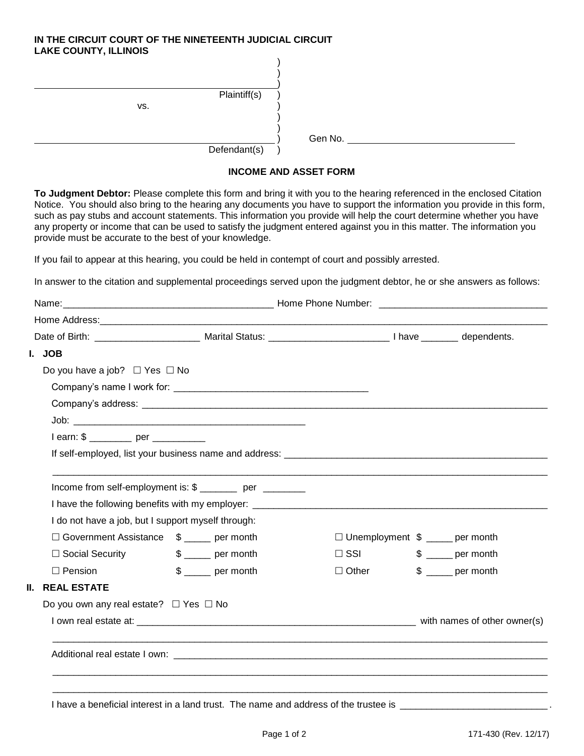**IN THE CIRCUIT COURT OF THE NINETEENTH JUDICIAL CIRCUIT**
**LAKE COUNTY, ILLINOIS**

| | | |
|---|---|---|
| ______________________________ Plaintiff(s) | ) | |
| vs. | ) | |
| ______________________________ Defendant(s) | ) | Gen No. ____________________ |

## INCOME AND ASSET FORM

**To Judgment Debtor:** Please complete this form and bring it with you to the hearing referenced in the enclosed Citation Notice. You should also bring to the hearing any documents you have to support the information you provide in this form, such as pay stubs and account statements. This information you provide will help the court determine whether you have any property or income that can be used to satisfy the judgment entered against you in this matter. The information you provide must be accurate to the best of your knowledge.

If you fail to appear at this hearing, you could be held in contempt of court and possibly arrested.

In answer to the citation and supplemental proceedings served upon the judgment debtor, he or she answers as follows:

Name:________________________________________ Home Phone Number: ________________________________

Home Address:________________________________________________________________________________

Date of Birth: ____________________ Marital Status: _______________________ I have _______ dependents.

### I. JOB

Do you have a job? ☐ Yes ☐ No

Company's name I work for: ____________________________________

Company's address: ________________________________________________________________________

Job: ____________________________________________

I earn: $ ________ per __________

If self-employed, list your business name and address: ____________________________________________

________________________________________________________________________________________

Income from self-employment is: $ _______ per ________

I have the following benefits with my employer: ______________________________________________________

I do not have a job, but I support myself through:

| | | | |
|---|---|---|---|
| ☐ Government Assistance | $ _____ per month | ☐ Unemployment | $ _____ per month |
| ☐ Social Security | $ _____ per month | ☐ SSI | $ _____ per month |
| ☐ Pension | $ _____ per month | ☐ Other | $ _____ per month |

### II. REAL ESTATE

Do you own any real estate? ☐ Yes ☐ No

I own real estate at: ______________________________________________________ with names of other owner(s)

________________________________________________________________________________________

Additional real estate I own: __________________________________________________________________

________________________________________________________________________________________

________________________________________________________________________________________

I have a beneficial interest in a land trust. The name and address of the trustee is ____________________________.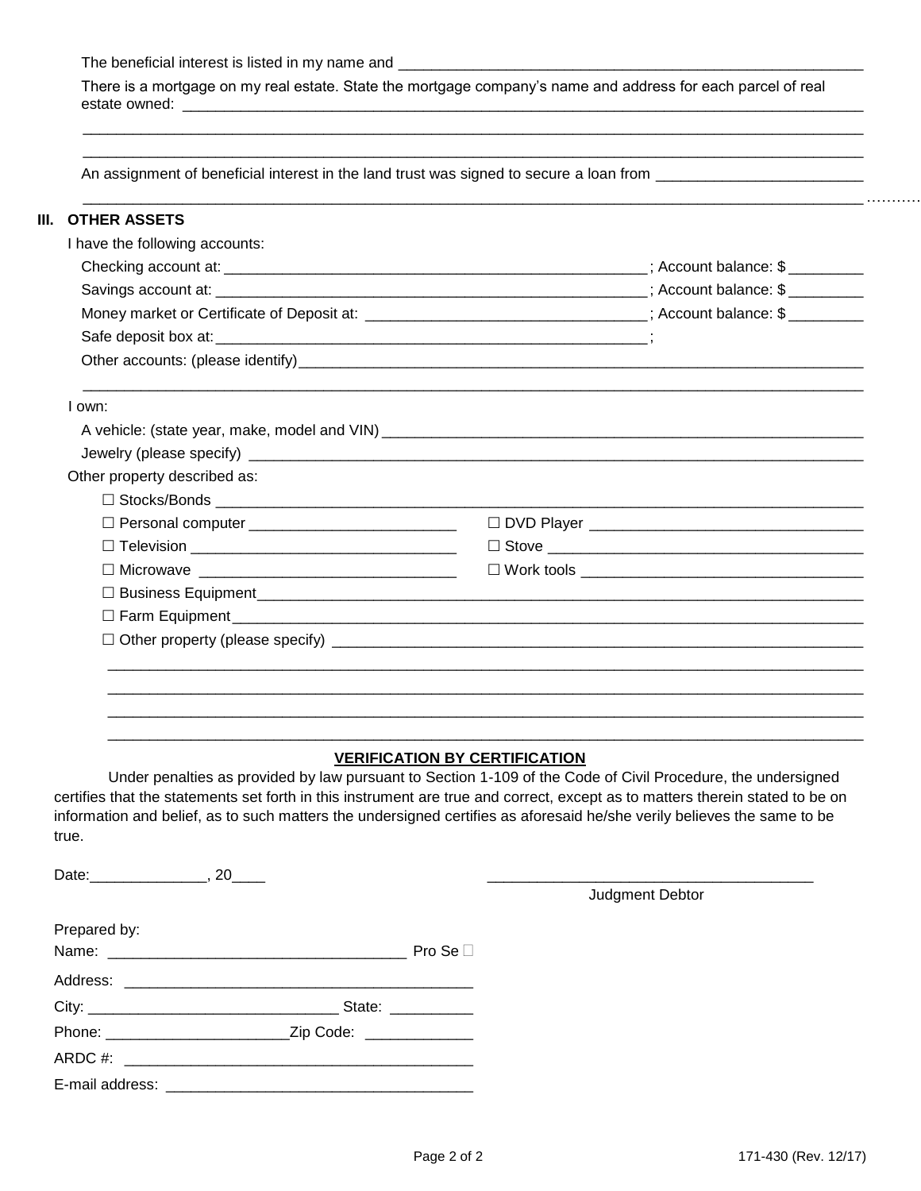The beneficial interest is listed in my name and ____________________________________________________

There is a mortgage on my real estate. State the mortgage company's name and address for each parcel of real estate owned: ______________________________________________________________________________

______________________________________________________________________________________________

______________________________________________________________________________________________

An assignment of beneficial interest in the land trust was signed to secure a loan from ________________________

______________________________________________________________________________________________ ..........

## III. OTHER ASSETS

I have the following accounts:

Checking account at: ____________________________________________; Account balance: $ _________

Savings account at: _____________________________________________; Account balance: $ _________

Money market or Certificate of Deposit at: ____________________________; Account balance: $ _________

Safe deposit box at: ______________________________________________;

Other accounts: (please identify) ______________________________________________________________

______________________________________________________________________________________________

I own:

A vehicle: (state year, make, model and VIN) _____________________________________________________

Jewelry (please specify) _______________________________________________________________________

Other property described as:

☐ Stocks/Bonds ________________________________________________________________________________

☐ Personal computer _________________________ ☐ DVD Player _________________________________

☐ Television _______________________________ ☐ Stove ______________________________________

☐ Microwave _______________________________ ☐ Work tools __________________________________

☐ Business Equipment _________________________________________________________________________

☐ Farm Equipment ____________________________________________________________________________

☐ Other property (please specify) ______________________________________________________________

______________________________________________________________________________________________

______________________________________________________________________________________________

______________________________________________________________________________________________

______________________________________________________________________________________________

**VERIFICATION BY CERTIFICATION**

Under penalties as provided by law pursuant to Section 1-109 of the Code of Civil Procedure, the undersigned certifies that the statements set forth in this instrument are true and correct, except as to matters therein stated to be on information and belief, as to such matters the undersigned certifies as aforesaid he/she verily believes the same to be true.

Date: ______________, 20____

_______________________________________
Judgment Debtor

Prepared by:

Name: ____________________________________ Pro Se ☐

Address: __________________________________________

City: ______________________________ State: __________

Phone: ______________________ Zip Code: _____________

ARDC #: __________________________________________

E-mail address: _____________________________________

171-430 (Rev. 12/17)